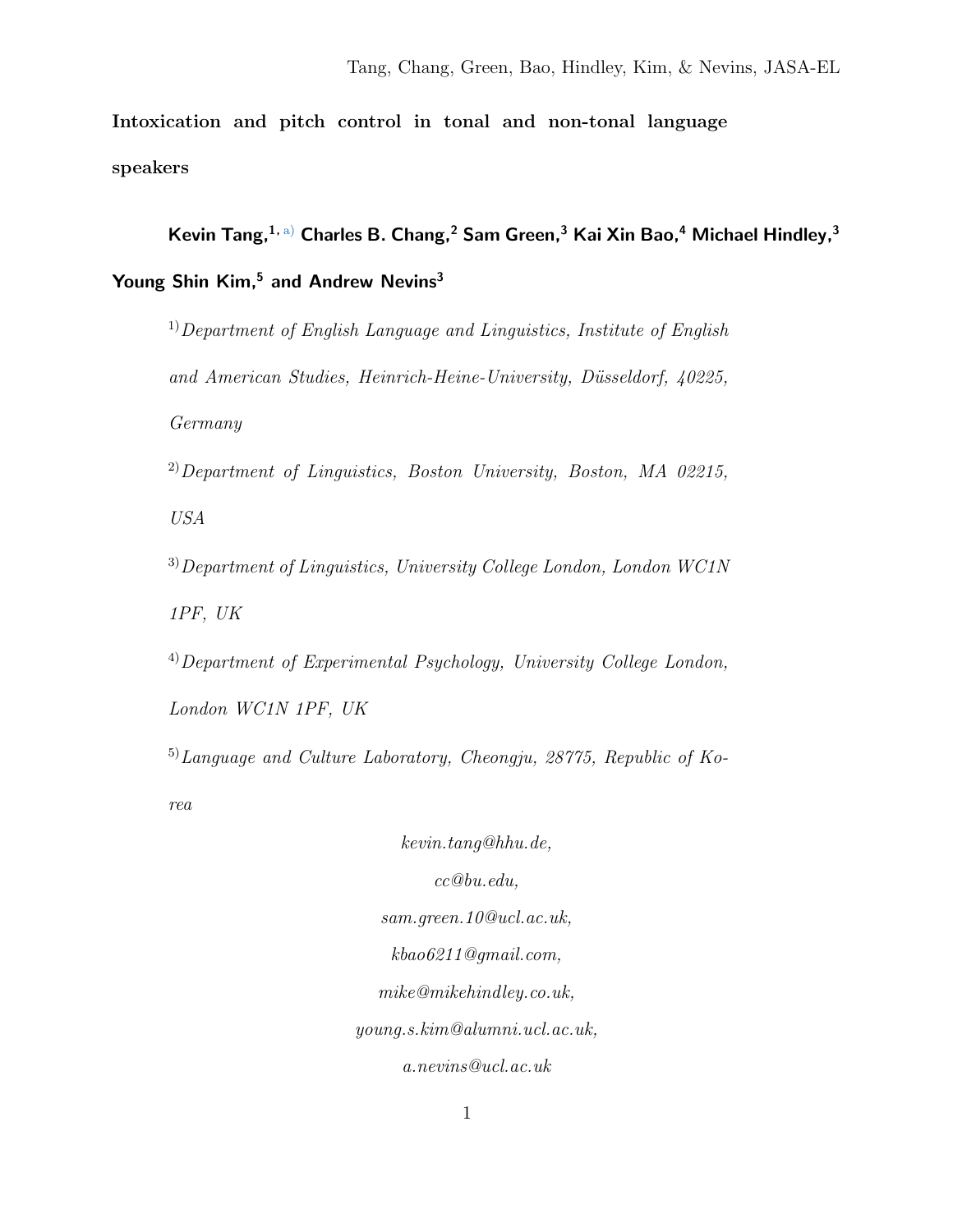# Intoxication and pitch control in tonal and non-tonal language speakers

**Kevin Tang,[1, a)] Charles B. Chang,[2] Sam Green,[3] Kai Xin Bao,[4] Michael Hindley,[3] Young Shin Kim,[5] and Andrew Nevins[3]**

[1)] *Department of English Language and Linguistics, Institute of English and American Studies, Heinrich-Heine-University, Düsseldorf, 40225, Germany*

[2)] *Department of Linguistics, Boston University, Boston, MA 02215, USA*

[3)] *Department of Linguistics, University College London, London WC1N 1PF, UK*

[4)] *Department of Experimental Psychology, University College London, London WC1N 1PF, UK*

[5)] *Language and Culture Laboratory, Cheongju, 28775, Republic of Korea*

*kevin.tang@hhu.de,*
*cc@bu.edu,*
*sam.green.10@ucl.ac.uk,*
*kbao6211@gmail.com,*
*mike@mikehindley.co.uk,*
*young.s.kim@alumni.ucl.ac.uk,*
*a.nevins@ucl.ac.uk*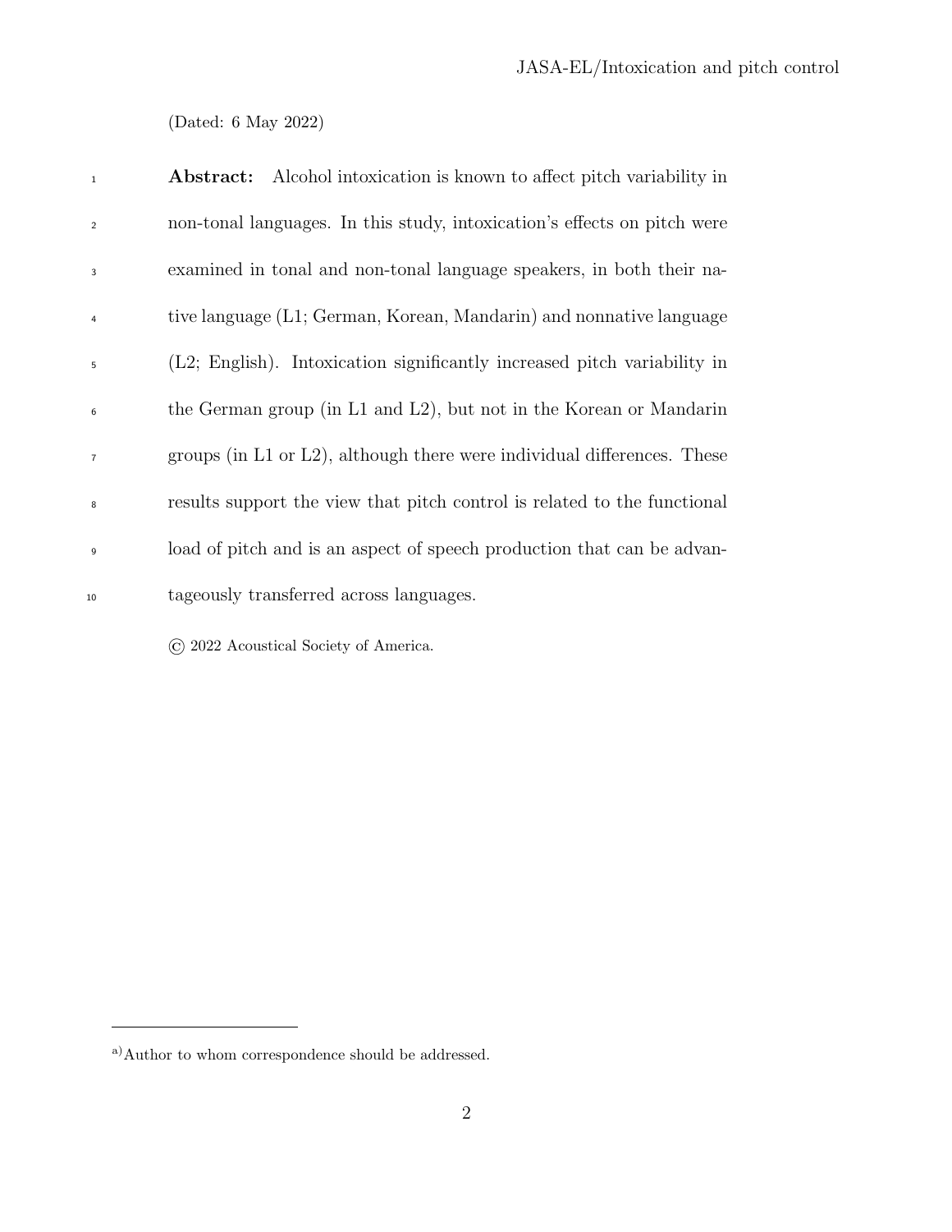(Dated: 6 May 2022)

**Abstract:** Alcohol intoxication is known to affect pitch variability in non-tonal languages. In this study, intoxication's effects on pitch were examined in tonal and non-tonal language speakers, in both their native language (L1; German, Korean, Mandarin) and nonnative language (L2; English). Intoxication significantly increased pitch variability in the German group (in L1 and L2), but not in the Korean or Mandarin groups (in L1 or L2), although there were individual differences. These results support the view that pitch control is related to the functional load of pitch and is an aspect of speech production that can be advantageously transferred across languages.

© 2022 Acoustical Society of America.

[a] Author to whom correspondence should be addressed.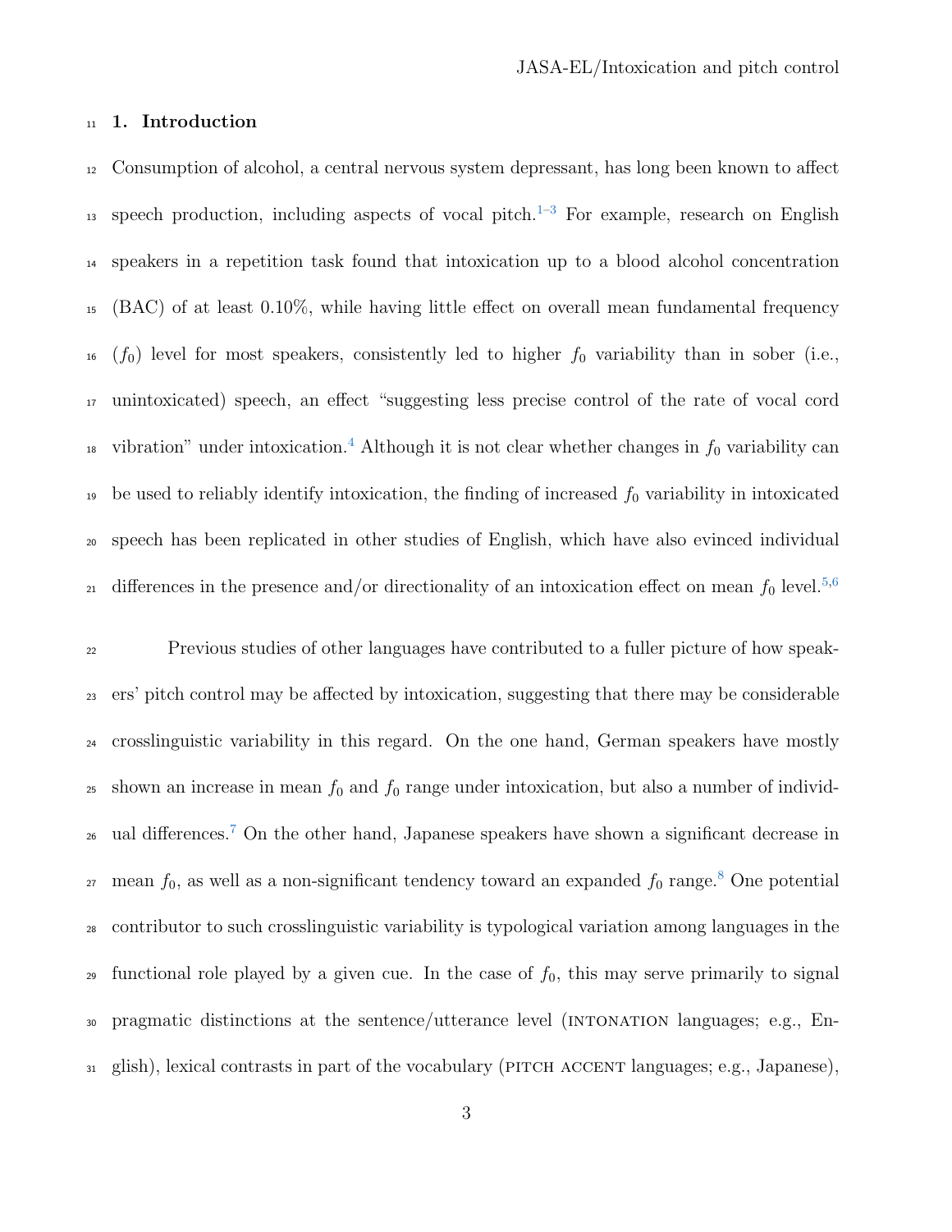## 1. Introduction

Consumption of alcohol, a central nervous system depressant, has long been known to affect speech production, including aspects of vocal pitch.[1–3] For example, research on English speakers in a repetition task found that intoxication up to a blood alcohol concentration (BAC) of at least 0.10%, while having little effect on overall mean fundamental frequency ($f_0$) level for most speakers, consistently led to higher $f_0$ variability than in sober (i.e., unintoxicated) speech, an effect "suggesting less precise control of the rate of vocal cord vibration" under intoxication.[4] Although it is not clear whether changes in $f_0$ variability can be used to reliably identify intoxication, the finding of increased $f_0$ variability in intoxicated speech has been replicated in other studies of English, which have also evinced individual differences in the presence and/or directionality of an intoxication effect on mean $f_0$ level.[5,6]

Previous studies of other languages have contributed to a fuller picture of how speakers' pitch control may be affected by intoxication, suggesting that there may be considerable crosslinguistic variability in this regard. On the one hand, German speakers have mostly shown an increase in mean $f_0$ and $f_0$ range under intoxication, but also a number of individual differences.[7] On the other hand, Japanese speakers have shown a significant decrease in mean $f_0$, as well as a non-significant tendency toward an expanded $f_0$ range.[8] One potential contributor to such crosslinguistic variability is typological variation among languages in the functional role played by a given cue. In the case of $f_0$, this may serve primarily to signal pragmatic distinctions at the sentence/utterance level (INTONATION languages; e.g., English), lexical contrasts in part of the vocabulary (PITCH ACCENT languages; e.g., Japanese),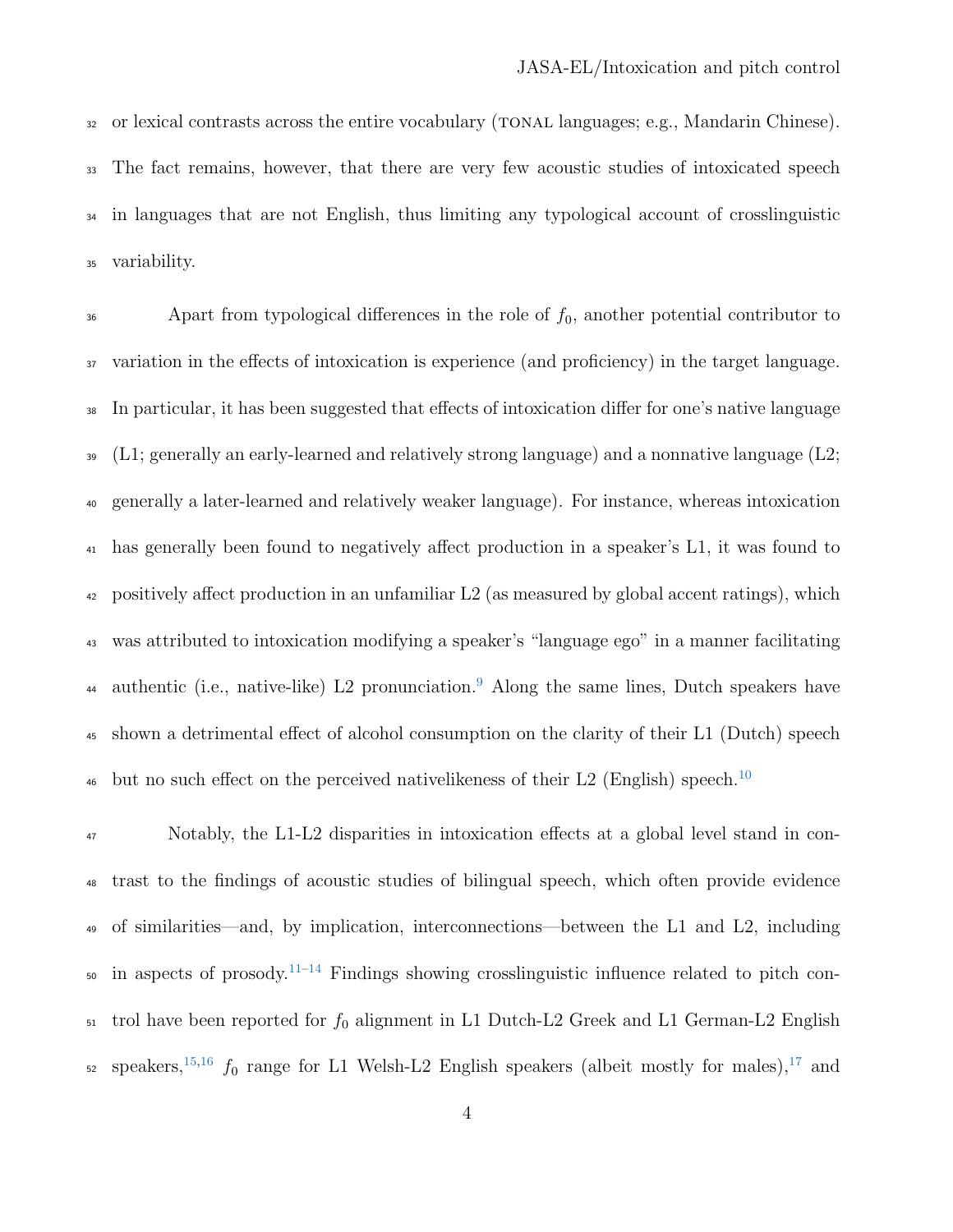or lexical contrasts across the entire vocabulary (TONAL languages; e.g., Mandarin Chinese). The fact remains, however, that there are very few acoustic studies of intoxicated speech in languages that are not English, thus limiting any typological account of crosslinguistic variability.

Apart from typological differences in the role of $f_0$, another potential contributor to variation in the effects of intoxication is experience (and proficiency) in the target language. In particular, it has been suggested that effects of intoxication differ for one's native language (L1; generally an early-learned and relatively strong language) and a nonnative language (L2; generally a later-learned and relatively weaker language). For instance, whereas intoxication has generally been found to negatively affect production in a speaker's L1, it was found to positively affect production in an unfamiliar L2 (as measured by global accent ratings), which was attributed to intoxication modifying a speaker's "language ego" in a manner facilitating authentic (i.e., native-like) L2 pronunciation.[9] Along the same lines, Dutch speakers have shown a detrimental effect of alcohol consumption on the clarity of their L1 (Dutch) speech but no such effect on the perceived nativelikeness of their L2 (English) speech.[10]

Notably, the L1-L2 disparities in intoxication effects at a global level stand in contrast to the findings of acoustic studies of bilingual speech, which often provide evidence of similarities—and, by implication, interconnections—between the L1 and L2, including in aspects of prosody.[11–14] Findings showing crosslinguistic influence related to pitch control have been reported for $f_0$ alignment in L1 Dutch-L2 Greek and L1 German-L2 English speakers,[15,16] $f_0$ range for L1 Welsh-L2 English speakers (albeit mostly for males),[17] and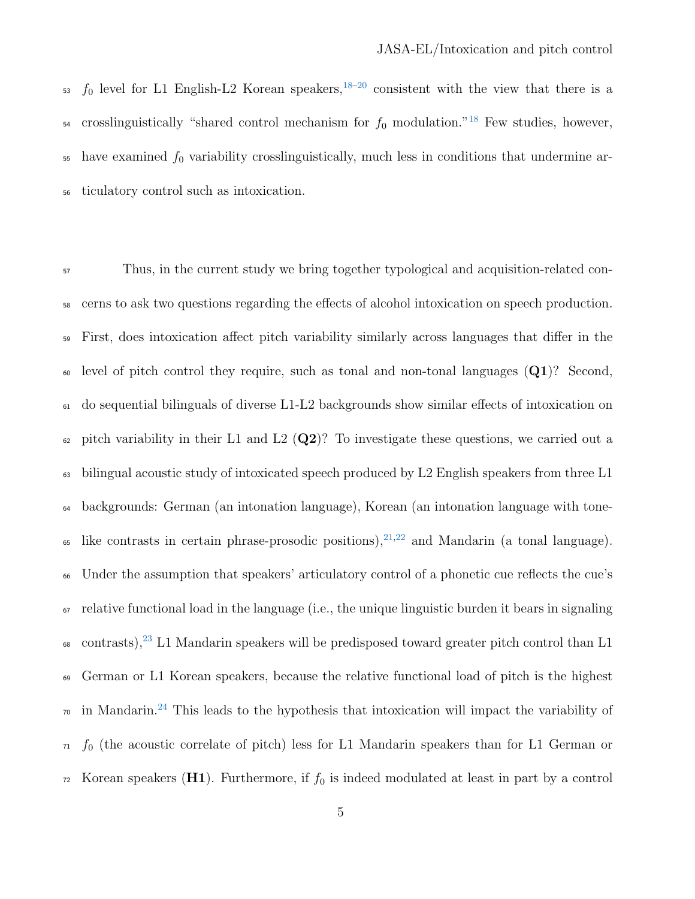$f_0$ level for L1 English-L2 Korean speakers,[18–20] consistent with the view that there is a crosslinguistically "shared control mechanism for $f_0$ modulation."[18] Few studies, however, have examined $f_0$ variability crosslinguistically, much less in conditions that undermine articulatory control such as intoxication.

Thus, in the current study we bring together typological and acquisition-related concerns to ask two questions regarding the effects of alcohol intoxication on speech production. First, does intoxication affect pitch variability similarly across languages that differ in the level of pitch control they require, such as tonal and non-tonal languages (**Q1**)? Second, do sequential bilinguals of diverse L1-L2 backgrounds show similar effects of intoxication on pitch variability in their L1 and L2 (**Q2**)? To investigate these questions, we carried out a bilingual acoustic study of intoxicated speech produced by L2 English speakers from three L1 backgrounds: German (an intonation language), Korean (an intonation language with tone-like contrasts in certain phrase-prosodic positions),[21,22] and Mandarin (a tonal language). Under the assumption that speakers' articulatory control of a phonetic cue reflects the cue's relative functional load in the language (i.e., the unique linguistic burden it bears in signaling contrasts),[23] L1 Mandarin speakers will be predisposed toward greater pitch control than L1 German or L1 Korean speakers, because the relative functional load of pitch is the highest in Mandarin.[24] This leads to the hypothesis that intoxication will impact the variability of $f_0$ (the acoustic correlate of pitch) less for L1 Mandarin speakers than for L1 German or Korean speakers (**H1**). Furthermore, if $f_0$ is indeed modulated at least in part by a control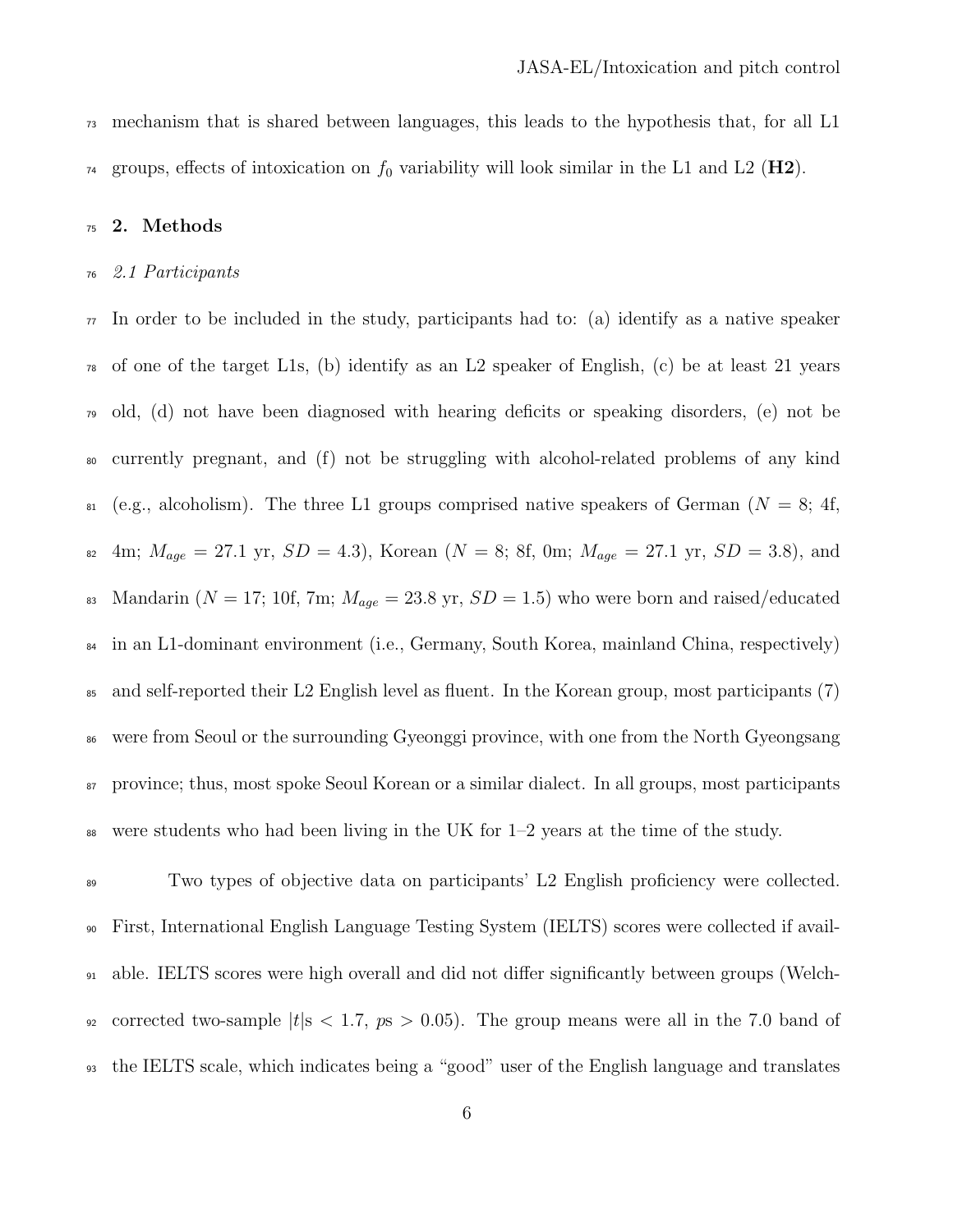mechanism that is shared between languages, this leads to the hypothesis that, for all L1 groups, effects of intoxication on $f_0$ variability will look similar in the L1 and L2 (**H2**).

## 2. Methods

### *2.1 Participants*

In order to be included in the study, participants had to: (a) identify as a native speaker of one of the target L1s, (b) identify as an L2 speaker of English, (c) be at least 21 years old, (d) not have been diagnosed with hearing deficits or speaking disorders, (e) not be currently pregnant, and (f) not be struggling with alcohol-related problems of any kind (e.g., alcoholism). The three L1 groups comprised native speakers of German ($N$ = 8; 4f, 4m; $M_{age}$ = 27.1 yr, $SD$ = 4.3), Korean ($N$ = 8; 8f, 0m; $M_{age}$ = 27.1 yr, $SD$ = 3.8), and Mandarin ($N$ = 17; 10f, 7m; $M_{age}$ = 23.8 yr, $SD$ = 1.5) who were born and raised/educated in an L1-dominant environment (i.e., Germany, South Korea, mainland China, respectively) and self-reported their L2 English level as fluent. In the Korean group, most participants (7) were from Seoul or the surrounding Gyeonggi province, with one from the North Gyeongsang province; thus, most spoke Seoul Korean or a similar dialect. In all groups, most participants were students who had been living in the UK for 1–2 years at the time of the study.

Two types of objective data on participants' L2 English proficiency were collected. First, International English Language Testing System (IELTS) scores were collected if available. IELTS scores were high overall and did not differ significantly between groups (Welch-corrected two-sample $|t|$s $< 1.7$, $p$s $> 0.05$). The group means were all in the 7.0 band of the IELTS scale, which indicates being a "good" user of the English language and translates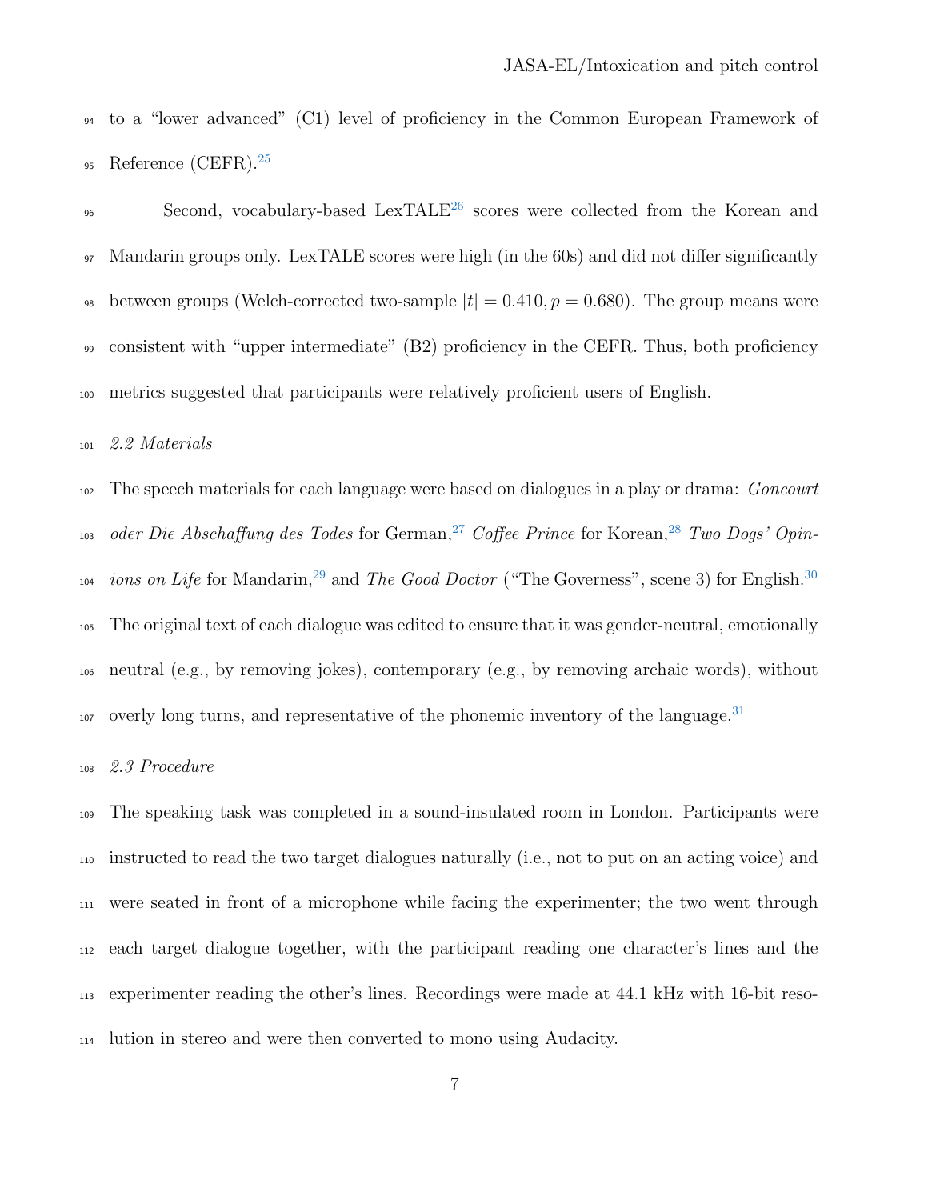to a "lower advanced" (C1) level of proficiency in the Common European Framework of Reference (CEFR).[25]

Second, vocabulary-based LexTALE[26] scores were collected from the Korean and Mandarin groups only. LexTALE scores were high (in the 60s) and did not differ significantly between groups (Welch-corrected two-sample $|t| = 0.410, p = 0.680$). The group means were consistent with "upper intermediate" (B2) proficiency in the CEFR. Thus, both proficiency metrics suggested that participants were relatively proficient users of English.

### *2.2 Materials*

The speech materials for each language were based on dialogues in a play or drama: *Goncourt oder Die Abschaffung des Todes* for German,[27] *Coffee Prince* for Korean,[28] *Two Dogs' Opinions on Life* for Mandarin,[29] and *The Good Doctor* ("The Governess", scene 3) for English.[30] The original text of each dialogue was edited to ensure that it was gender-neutral, emotionally neutral (e.g., by removing jokes), contemporary (e.g., by removing archaic words), without overly long turns, and representative of the phonemic inventory of the language.[31]

### *2.3 Procedure*

The speaking task was completed in a sound-insulated room in London. Participants were instructed to read the two target dialogues naturally (i.e., not to put on an acting voice) and were seated in front of a microphone while facing the experimenter; the two went through each target dialogue together, with the participant reading one character's lines and the experimenter reading the other's lines. Recordings were made at 44.1 kHz with 16-bit resolution in stereo and were then converted to mono using Audacity.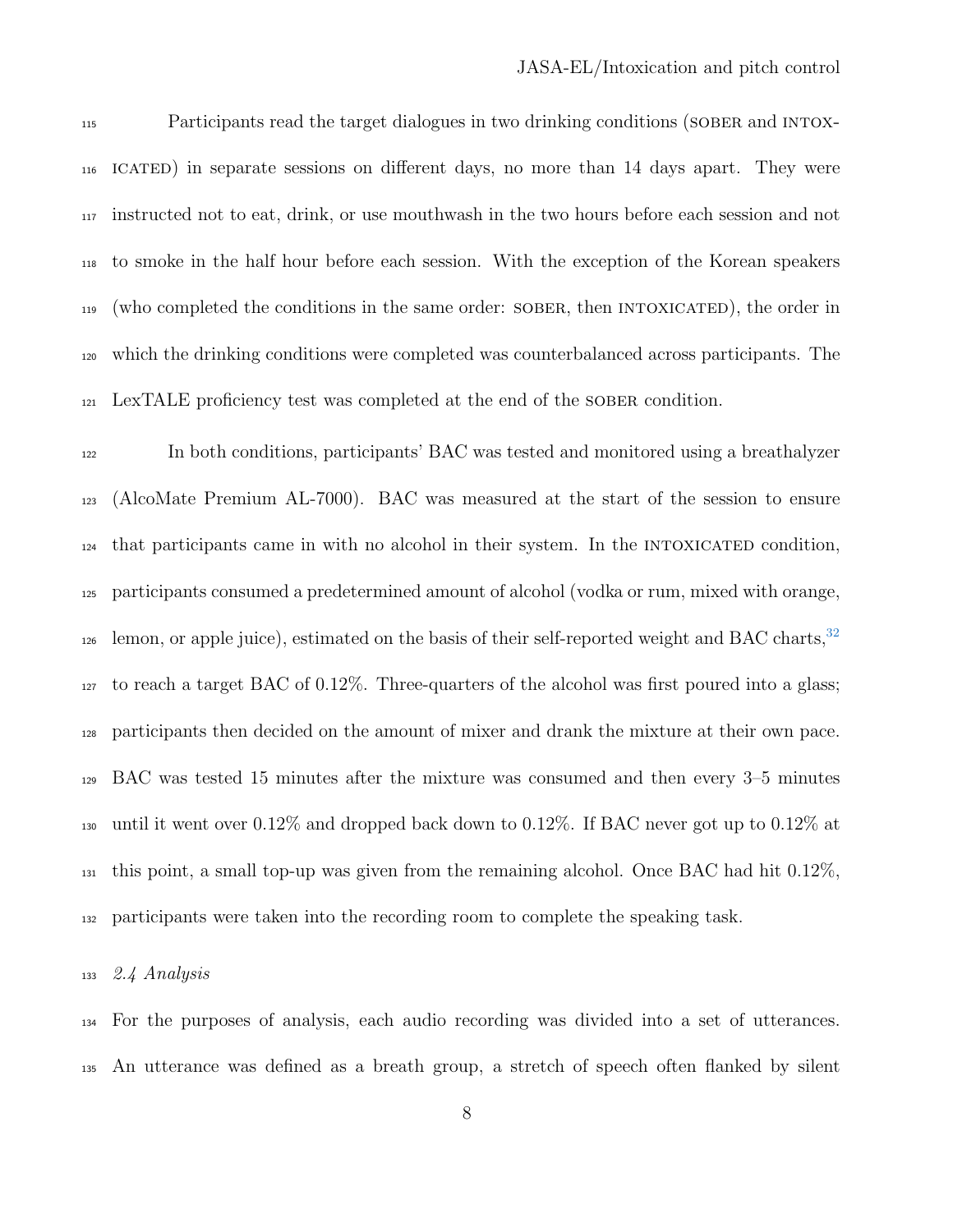Participants read the target dialogues in two drinking conditions (SOBER and INTOXICATED) in separate sessions on different days, no more than 14 days apart. They were instructed not to eat, drink, or use mouthwash in the two hours before each session and not to smoke in the half hour before each session. With the exception of the Korean speakers (who completed the conditions in the same order: SOBER, then INTOXICATED), the order in which the drinking conditions were completed was counterbalanced across participants. The LexTALE proficiency test was completed at the end of the SOBER condition.

In both conditions, participants' BAC was tested and monitored using a breathalyzer (AlcoMate Premium AL-7000). BAC was measured at the start of the session to ensure that participants came in with no alcohol in their system. In the INTOXICATED condition, participants consumed a predetermined amount of alcohol (vodka or rum, mixed with orange, lemon, or apple juice), estimated on the basis of their self-reported weight and BAC charts,[32] to reach a target BAC of 0.12%. Three-quarters of the alcohol was first poured into a glass; participants then decided on the amount of mixer and drank the mixture at their own pace. BAC was tested 15 minutes after the mixture was consumed and then every 3–5 minutes until it went over 0.12% and dropped back down to 0.12%. If BAC never got up to 0.12% at this point, a small top-up was given from the remaining alcohol. Once BAC had hit 0.12%, participants were taken into the recording room to complete the speaking task.

### *2.4 Analysis*

For the purposes of analysis, each audio recording was divided into a set of utterances. An utterance was defined as a breath group, a stretch of speech often flanked by silent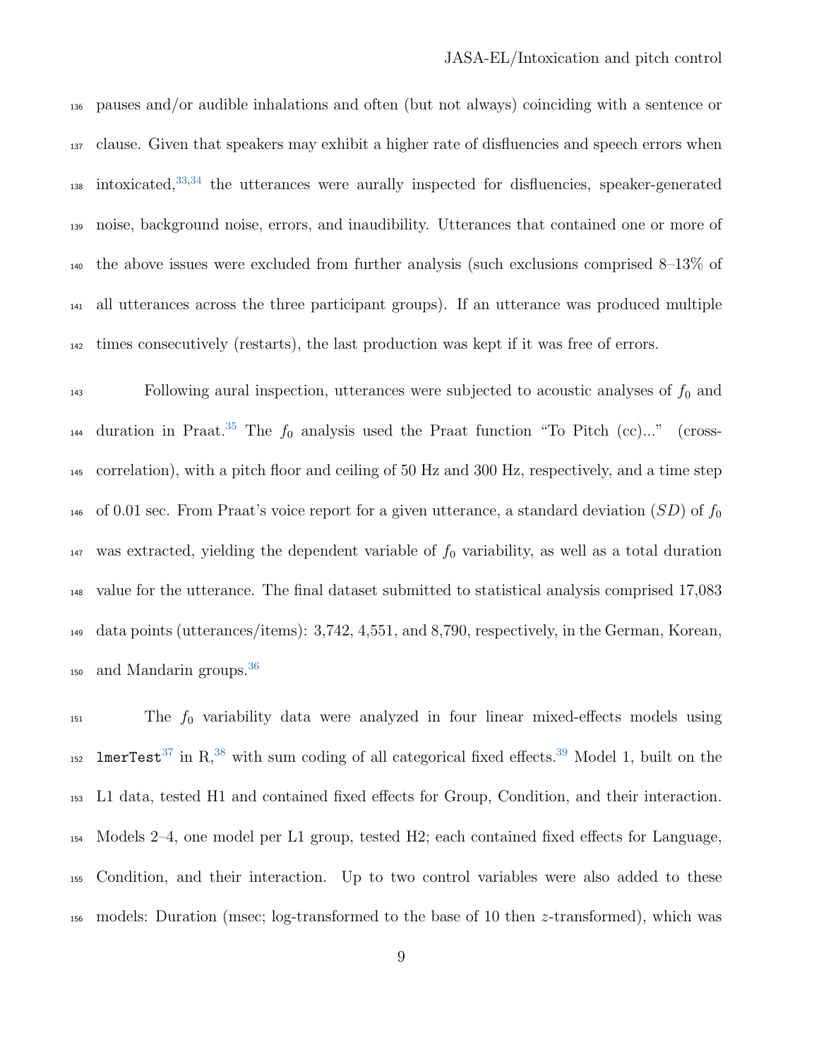pauses and/or audible inhalations and often (but not always) coinciding with a sentence or clause. Given that speakers may exhibit a higher rate of disfluencies and speech errors when intoxicated,[33,34] the utterances were aurally inspected for disfluencies, speaker-generated noise, background noise, errors, and inaudibility. Utterances that contained one or more of the above issues were excluded from further analysis (such exclusions comprised 8–13% of all utterances across the three participant groups). If an utterance was produced multiple times consecutively (restarts), the last production was kept if it was free of errors.

Following aural inspection, utterances were subjected to acoustic analyses of $f_0$ and duration in Praat.[35] The $f_0$ analysis used the Praat function "To Pitch (cc)..." (cross-correlation), with a pitch floor and ceiling of 50 Hz and 300 Hz, respectively, and a time step of 0.01 sec. From Praat's voice report for a given utterance, a standard deviation ($SD$) of $f_0$ was extracted, yielding the dependent variable of $f_0$ variability, as well as a total duration value for the utterance. The final dataset submitted to statistical analysis comprised 17,083 data points (utterances/items): 3,742, 4,551, and 8,790, respectively, in the German, Korean, and Mandarin groups.[36]

The $f_0$ variability data were analyzed in four linear mixed-effects models using `lmerTest`[37] in R,[38] with sum coding of all categorical fixed effects.[39] Model 1, built on the L1 data, tested H1 and contained fixed effects for Group, Condition, and their interaction. Models 2–4, one model per L1 group, tested H2; each contained fixed effects for Language, Condition, and their interaction. Up to two control variables were also added to these models: Duration (msec; log-transformed to the base of 10 then $z$-transformed), which was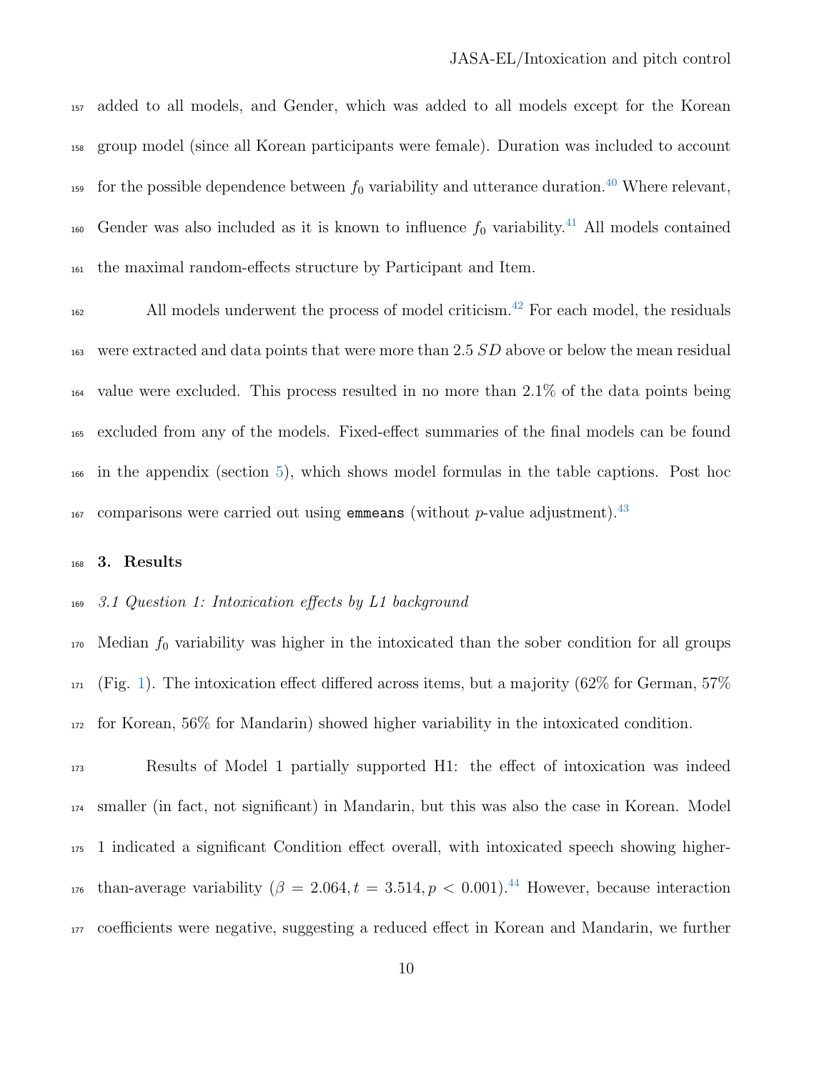added to all models, and Gender, which was added to all models except for the Korean group model (since all Korean participants were female). Duration was included to account for the possible dependence between $f_0$ variability and utterance duration.[40] Where relevant, Gender was also included as it is known to influence $f_0$ variability.[41] All models contained the maximal random-effects structure by Participant and Item.

All models underwent the process of model criticism.[42] For each model, the residuals were extracted and data points that were more than 2.5 *SD* above or below the mean residual value were excluded. This process resulted in no more than 2.1% of the data points being excluded from any of the models. Fixed-effect summaries of the final models can be found in the appendix (section 5), which shows model formulas in the table captions. Post hoc comparisons were carried out using `emmeans` (without $p$-value adjustment).[43]

## 3. Results

### *3.1 Question 1: Intoxication effects by L1 background*

Median $f_0$ variability was higher in the intoxicated than the sober condition for all groups (Fig. 1). The intoxication effect differed across items, but a majority (62% for German, 57% for Korean, 56% for Mandarin) showed higher variability in the intoxicated condition.

Results of Model 1 partially supported H1: the effect of intoxication was indeed smaller (in fact, not significant) in Mandarin, but this was also the case in Korean. Model 1 indicated a significant Condition effect overall, with intoxicated speech showing higher-than-average variability ($\beta = 2.064, t = 3.514, p < 0.001$).[44] However, because interaction coefficients were negative, suggesting a reduced effect in Korean and Mandarin, we further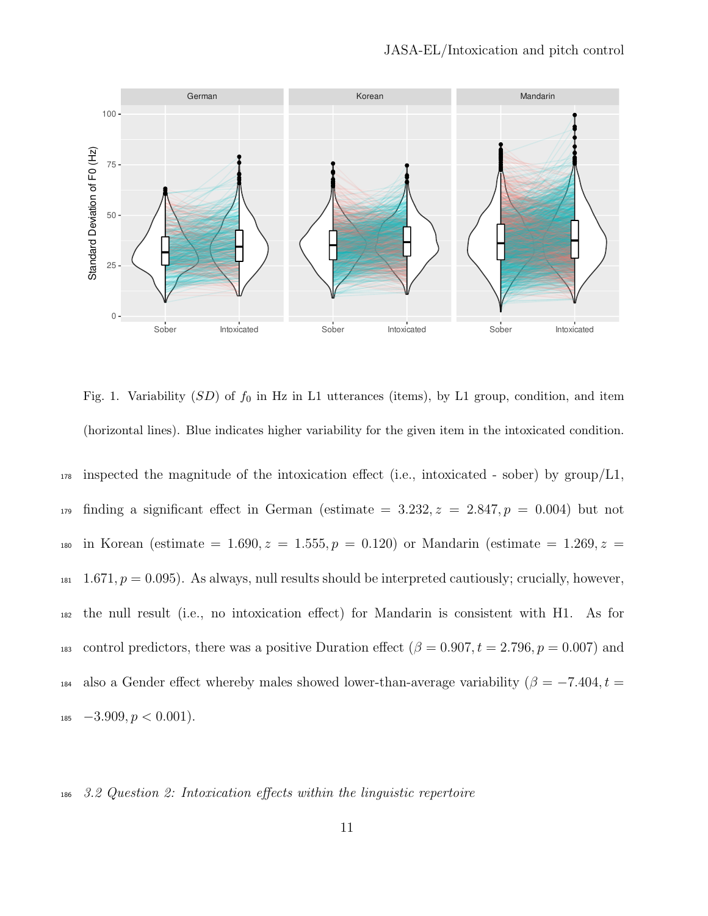Fig. 1. Variability ($SD$) of $f_0$ in Hz in L1 utterances (items), by L1 group, condition, and item (horizontal lines). Blue indicates higher variability for the given item in the intoxicated condition.

inspected the magnitude of the intoxication effect (i.e., intoxicated - sober) by group/L1, finding a significant effect in German (estimate $= 3.232, z = 2.847, p = 0.004$) but not in Korean (estimate $= 1.690, z = 1.555, p = 0.120$) or Mandarin (estimate $= 1.269, z = 1.671, p = 0.095$). As always, null results should be interpreted cautiously; crucially, however, the null result (i.e., no intoxication effect) for Mandarin is consistent with H1. As for control predictors, there was a positive Duration effect ($\beta = 0.907, t = 2.796, p = 0.007$) and also a Gender effect whereby males showed lower-than-average variability ($\beta = -7.404, t = -3.909, p < 0.001$).

### *3.2 Question 2: Intoxication effects within the linguistic repertoire*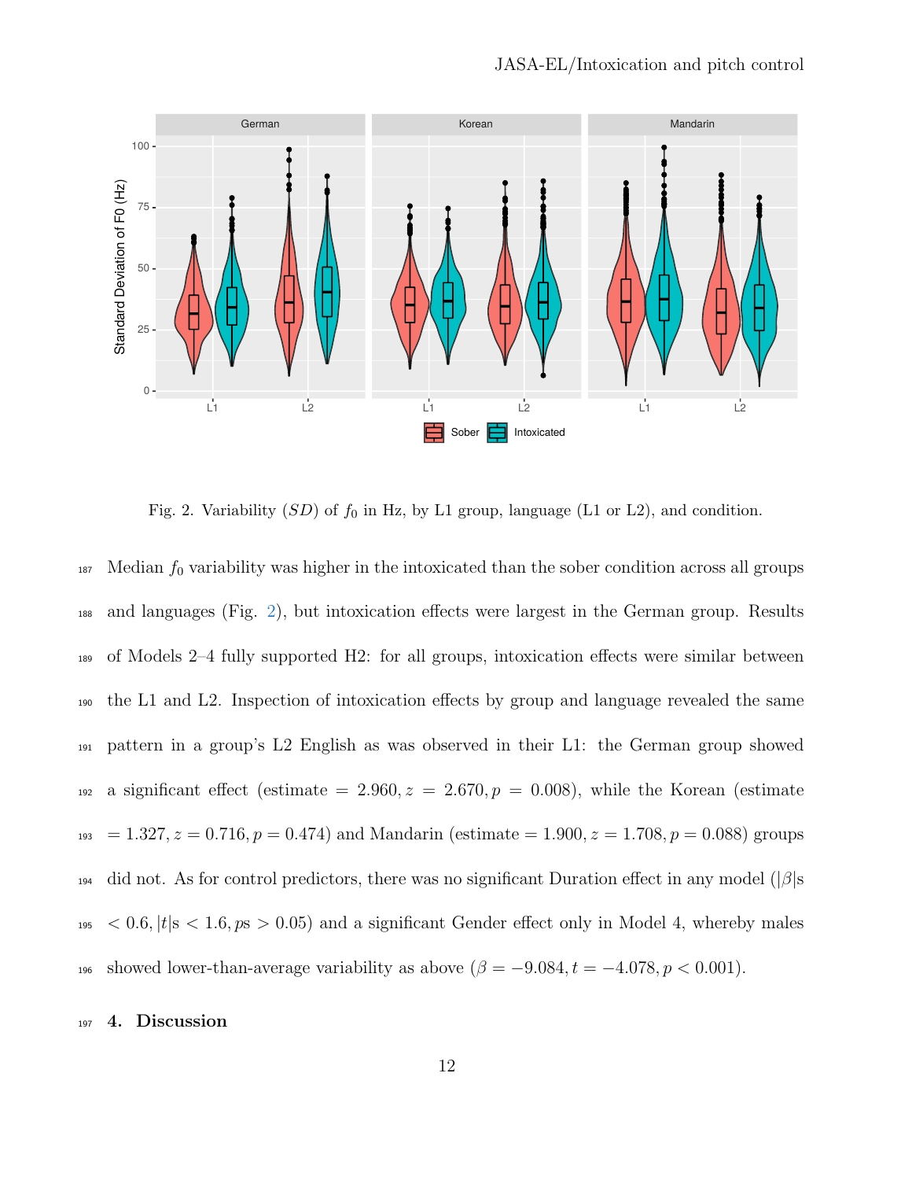Fig. 2. Variability ($SD$) of $f_0$ in Hz, by L1 group, language (L1 or L2), and condition.

Median $f_0$ variability was higher in the intoxicated than the sober condition across all groups and languages (Fig. 2), but intoxication effects were largest in the German group. Results of Models 2–4 fully supported H2: for all groups, intoxication effects were similar between the L1 and L2. Inspection of intoxication effects by group and language revealed the same pattern in a group's L2 English as was observed in their L1: the German group showed a significant effect (estimate $= 2.960, z = 2.670, p = 0.008$), while the Korean (estimate $= 1.327, z = 0.716, p = 0.474$) and Mandarin (estimate $= 1.900, z = 1.708, p = 0.088$) groups did not. As for control predictors, there was no significant Duration effect in any model ($|\beta|$s $< 0.6, |t|$s $< 1.6, p$s $> 0.05$) and a significant Gender effect only in Model 4, whereby males showed lower-than-average variability as above ($\beta = -9.084, t = -4.078, p < 0.001$).

## 4. Discussion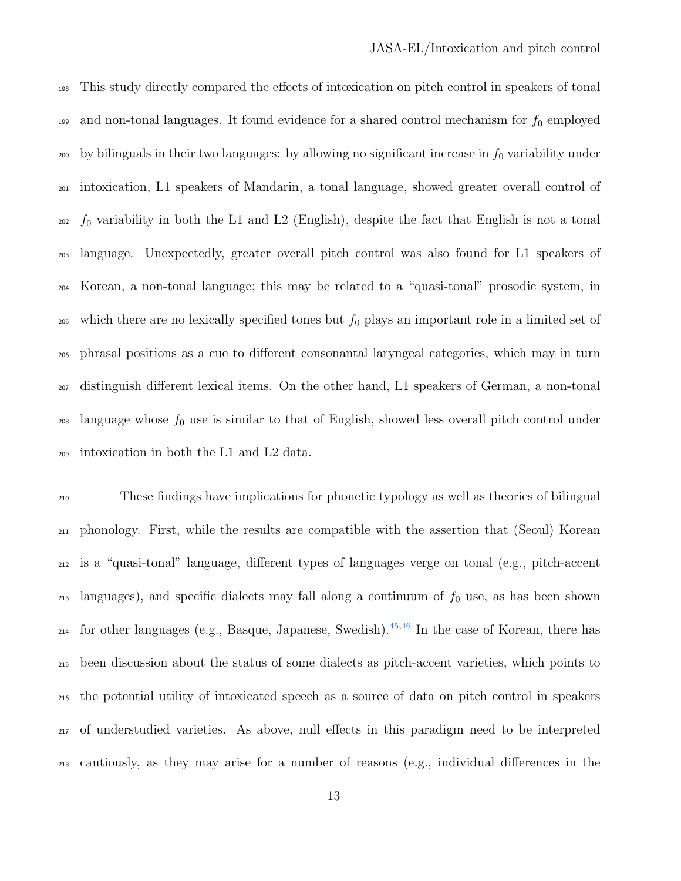This study directly compared the effects of intoxication on pitch control in speakers of tonal and non-tonal languages. It found evidence for a shared control mechanism for $f_0$ employed by bilinguals in their two languages: by allowing no significant increase in $f_0$ variability under intoxication, L1 speakers of Mandarin, a tonal language, showed greater overall control of $f_0$ variability in both the L1 and L2 (English), despite the fact that English is not a tonal language. Unexpectedly, greater overall pitch control was also found for L1 speakers of Korean, a non-tonal language; this may be related to a "quasi-tonal" prosodic system, in which there are no lexically specified tones but $f_0$ plays an important role in a limited set of phrasal positions as a cue to different consonantal laryngeal categories, which may in turn distinguish different lexical items. On the other hand, L1 speakers of German, a non-tonal language whose $f_0$ use is similar to that of English, showed less overall pitch control under intoxication in both the L1 and L2 data.

These findings have implications for phonetic typology as well as theories of bilingual phonology. First, while the results are compatible with the assertion that (Seoul) Korean is a "quasi-tonal" language, different types of languages verge on tonal (e.g., pitch-accent languages), and specific dialects may fall along a continuum of $f_0$ use, as has been shown for other languages (e.g., Basque, Japanese, Swedish).[45,46] In the case of Korean, there has been discussion about the status of some dialects as pitch-accent varieties, which points to the potential utility of intoxicated speech as a source of data on pitch control in speakers of understudied varieties. As above, null effects in this paradigm need to be interpreted cautiously, as they may arise for a number of reasons (e.g., individual differences in the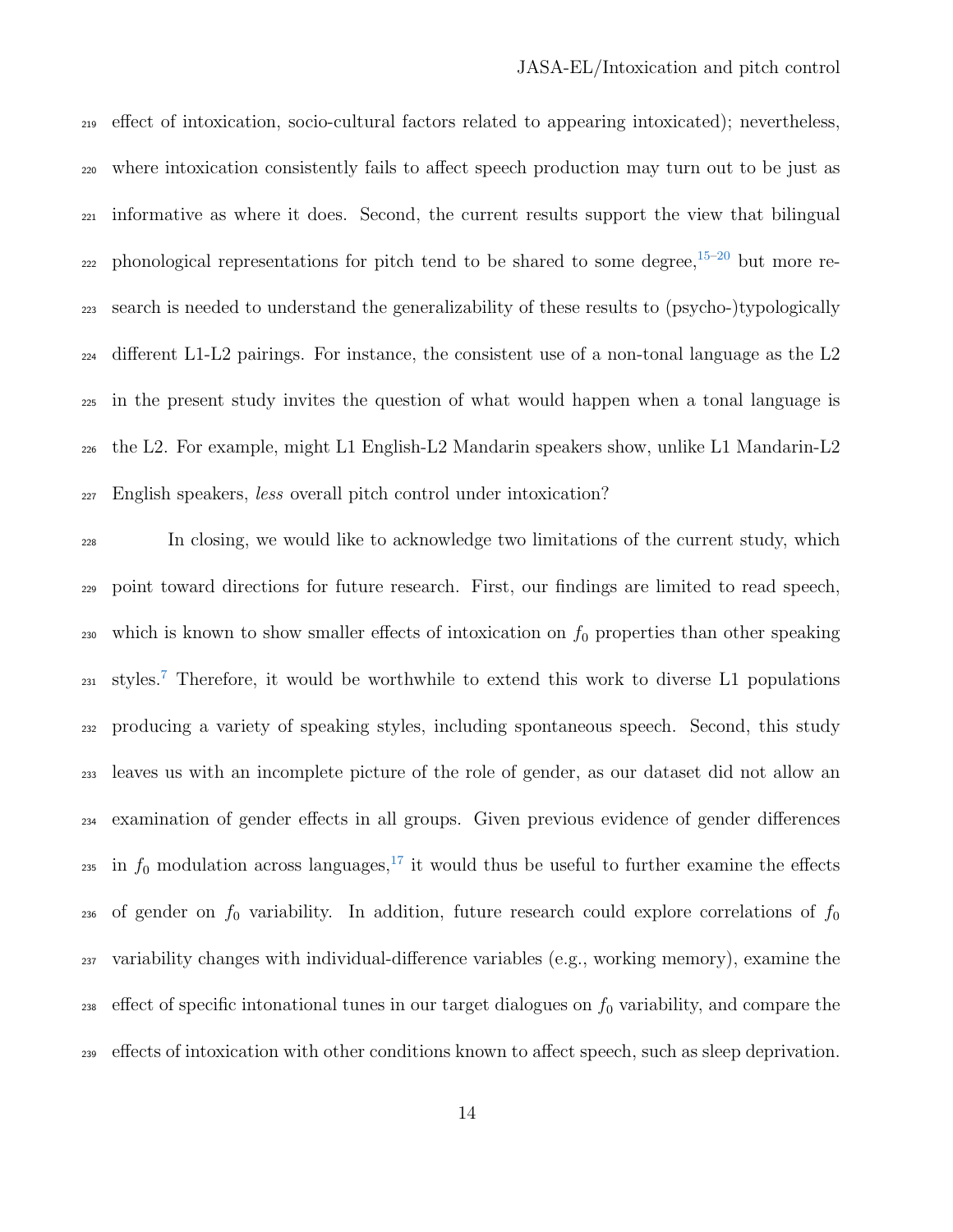effect of intoxication, socio-cultural factors related to appearing intoxicated); nevertheless, where intoxication consistently fails to affect speech production may turn out to be just as informative as where it does. Second, the current results support the view that bilingual phonological representations for pitch tend to be shared to some degree,[15–20] but more research is needed to understand the generalizability of these results to (psycho-)typologically different L1-L2 pairings. For instance, the consistent use of a non-tonal language as the L2 in the present study invites the question of what would happen when a tonal language is the L2. For example, might L1 English-L2 Mandarin speakers show, unlike L1 Mandarin-L2 English speakers, *less* overall pitch control under intoxication?

In closing, we would like to acknowledge two limitations of the current study, which point toward directions for future research. First, our findings are limited to read speech, which is known to show smaller effects of intoxication on $f_0$ properties than other speaking styles.[7] Therefore, it would be worthwhile to extend this work to diverse L1 populations producing a variety of speaking styles, including spontaneous speech. Second, this study leaves us with an incomplete picture of the role of gender, as our dataset did not allow an examination of gender effects in all groups. Given previous evidence of gender differences in $f_0$ modulation across languages,[17] it would thus be useful to further examine the effects of gender on $f_0$ variability. In addition, future research could explore correlations of $f_0$ variability changes with individual-difference variables (e.g., working memory), examine the effect of specific intonational tunes in our target dialogues on $f_0$ variability, and compare the effects of intoxication with other conditions known to affect speech, such as sleep deprivation.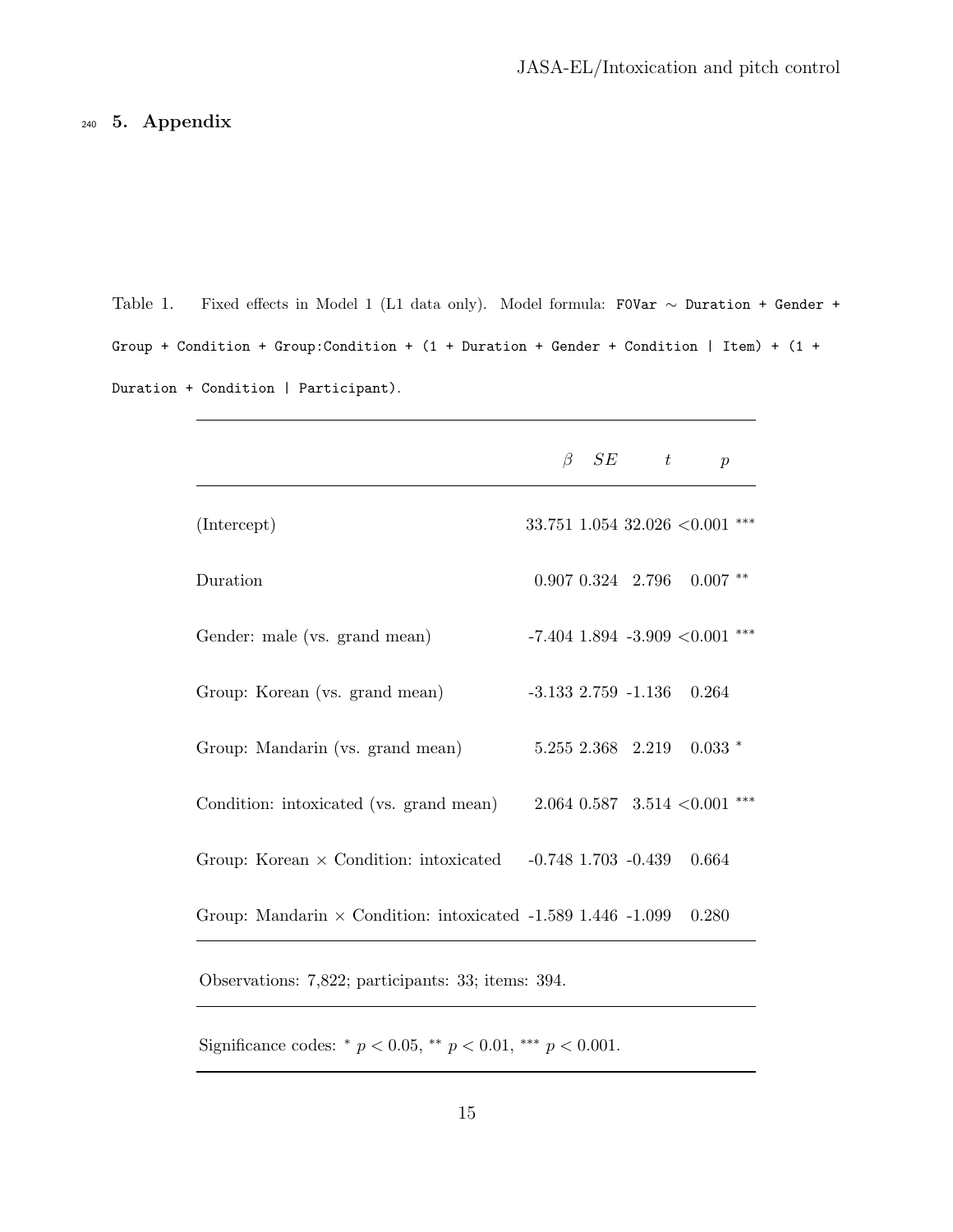## 5. Appendix

Table 1. Fixed effects in Model 1 (L1 data only). Model formula: `F0Var ~ Duration + Gender + Group + Condition + Group:Condition + (1 + Duration + Gender + Condition | Item) + (1 + Duration + Condition | Participant)`.

| | $\beta$ | $SE$ | $t$ | $p$ |
|---|---|---|---|---|
| (Intercept) | 33.751 | 1.054 | 32.026 | <0.001 *** |
| Duration | 0.907 | 0.324 | 2.796 | 0.007 ** |
| Gender: male (vs. grand mean) | -7.404 | 1.894 | -3.909 | <0.001 *** |
| Group: Korean (vs. grand mean) | -3.133 | 2.759 | -1.136 | 0.264 |
| Group: Mandarin (vs. grand mean) | 5.255 | 2.368 | 2.219 | 0.033 * |
| Condition: intoxicated (vs. grand mean) | 2.064 | 0.587 | 3.514 | <0.001 *** |
| Group: Korean × Condition: intoxicated | -0.748 | 1.703 | -0.439 | 0.664 |
| Group: Mandarin × Condition: intoxicated | -1.589 | 1.446 | -1.099 | 0.280 |

Observations: 7,822; participants: 33; items: 394.

Significance codes: * $p < 0.05$, ** $p < 0.01$, *** $p < 0.001$.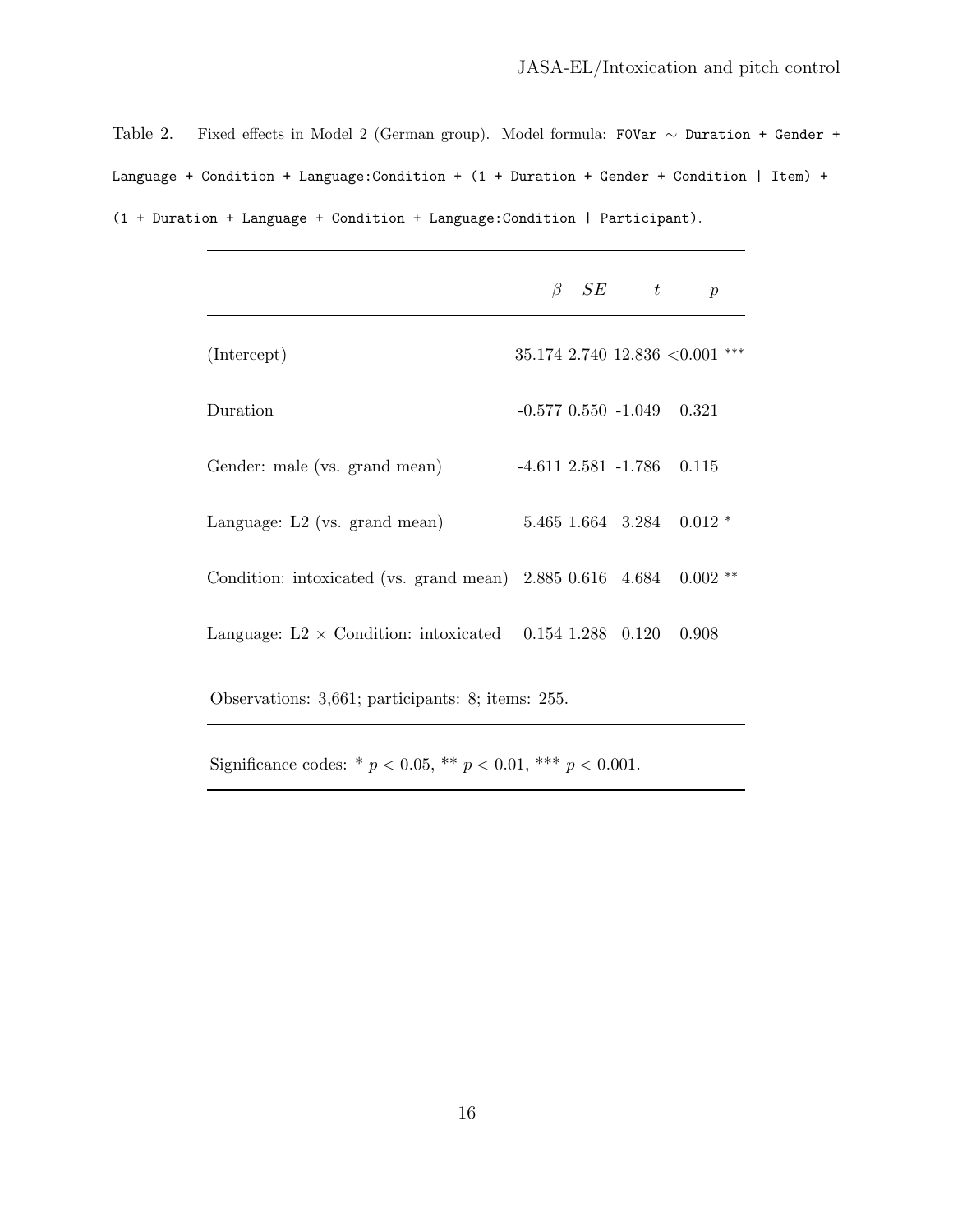Table 2. Fixed effects in Model 2 (German group). Model formula: `F0Var ~ Duration + Gender + Language + Condition + Language:Condition + (1 + Duration + Gender + Condition | Item) + (1 + Duration + Language + Condition + Language:Condition | Participant)`.

| | $\beta$ | $SE$ | $t$ | $p$ | |
|---|---|---|---|---|---|
| (Intercept) | 35.174 | 2.740 | 12.836 | <0.001 | *** |
| Duration | -0.577 | 0.550 | -1.049 | 0.321 | |
| Gender: male (vs. grand mean) | -4.611 | 2.581 | -1.786 | 0.115 | |
| Language: L2 (vs. grand mean) | 5.465 | 1.664 | 3.284 | 0.012 | * |
| Condition: intoxicated (vs. grand mean) | 2.885 | 0.616 | 4.684 | 0.002 | ** |
| Language: L2 × Condition: intoxicated | 0.154 | 1.288 | 0.120 | 0.908 | |

Observations: 3,661; participants: 8; items: 255.

Significance codes: * $p < 0.05$, ** $p < 0.01$, *** $p < 0.001$.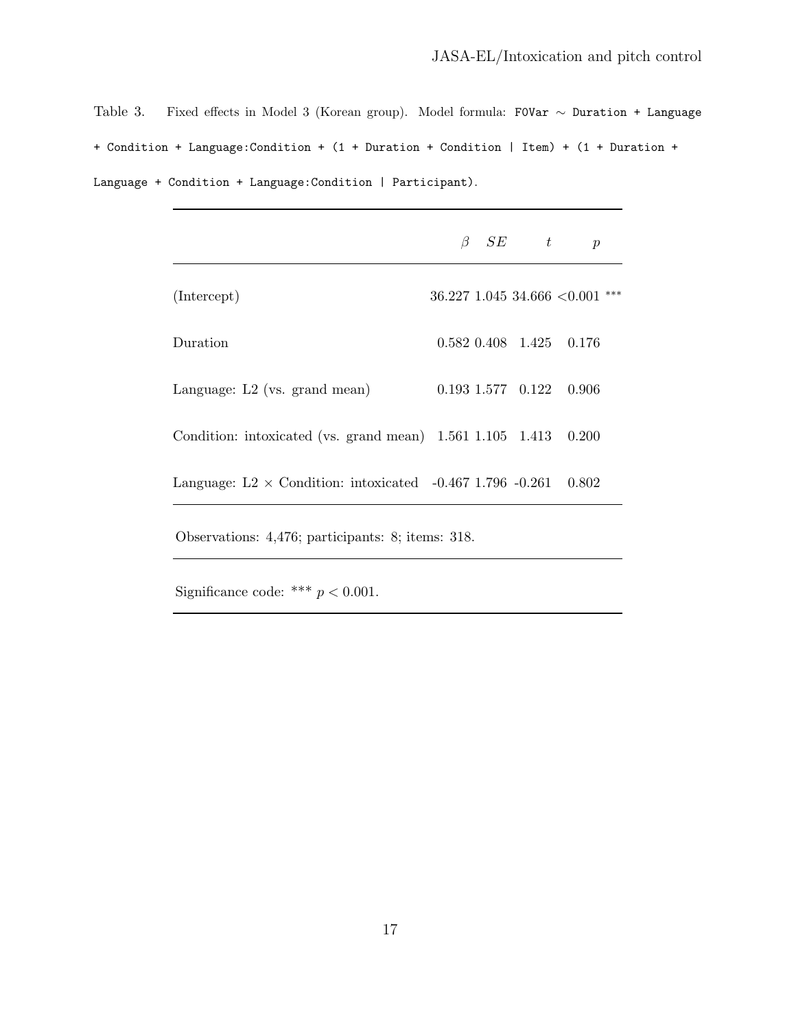Table 3. Fixed effects in Model 3 (Korean group). Model formula: `F0Var ~ Duration + Language + Condition + Language:Condition + (1 + Duration + Condition | Item) + (1 + Duration + Language + Condition + Language:Condition | Participant)`.

| | $\beta$ | $SE$ | $t$ | $p$ | |
|---|---|---|---|---|---|
| (Intercept) | 36.227 | 1.045 | 34.666 | <0.001 | *** |
| Duration | 0.582 | 0.408 | 1.425 | 0.176 | |
| Language: L2 (vs. grand mean) | 0.193 | 1.577 | 0.122 | 0.906 | |
| Condition: intoxicated (vs. grand mean) | 1.561 | 1.105 | 1.413 | 0.200 | |
| Language: L2 × Condition: intoxicated | -0.467 | 1.796 | -0.261 | 0.802 | |

Observations: 4,476; participants: 8; items: 318.

Significance code: *** $p < 0.001$.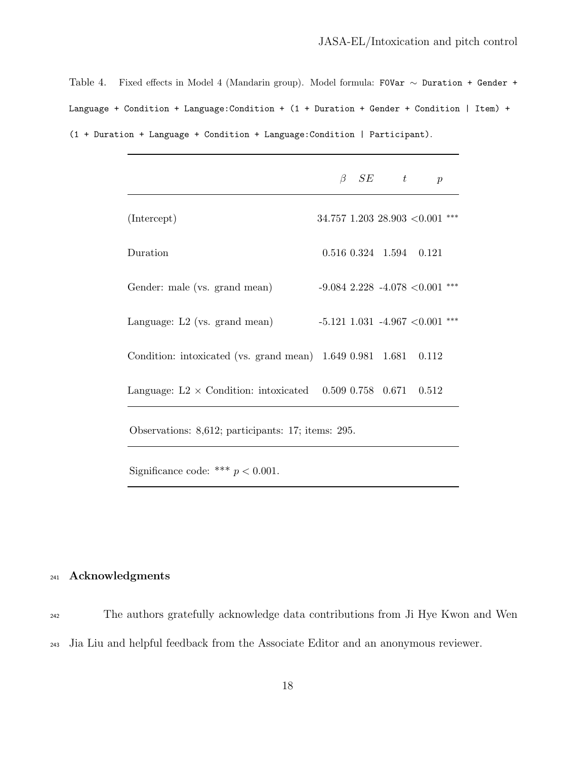Table 4. Fixed effects in Model 4 (Mandarin group). Model formula: `F0Var ~ Duration + Gender + Language + Condition + Language:Condition + (1 + Duration + Gender + Condition | Item) + (1 + Duration + Language + Condition + Language:Condition | Participant)`.

| | $\beta$ | $SE$ | $t$ | $p$ | |
|---|---|---|---|---|---|
| (Intercept) | 34.757 | 1.203 | 28.903 | <0.001 | *** |
| Duration | 0.516 | 0.324 | 1.594 | 0.121 | |
| Gender: male (vs. grand mean) | -9.084 | 2.228 | -4.078 | <0.001 | *** |
| Language: L2 (vs. grand mean) | -5.121 | 1.031 | -4.967 | <0.001 | *** |
| Condition: intoxicated (vs. grand mean) | 1.649 | 0.981 | 1.681 | 0.112 | |
| Language: L2 × Condition: intoxicated | 0.509 | 0.758 | 0.671 | 0.512 | |

Observations: 8,612; participants: 17; items: 295.

Significance code: *** $p < 0.001$.

## Acknowledgments

The authors gratefully acknowledge data contributions from Ji Hye Kwon and Wen Jia Liu and helpful feedback from the Associate Editor and an anonymous reviewer.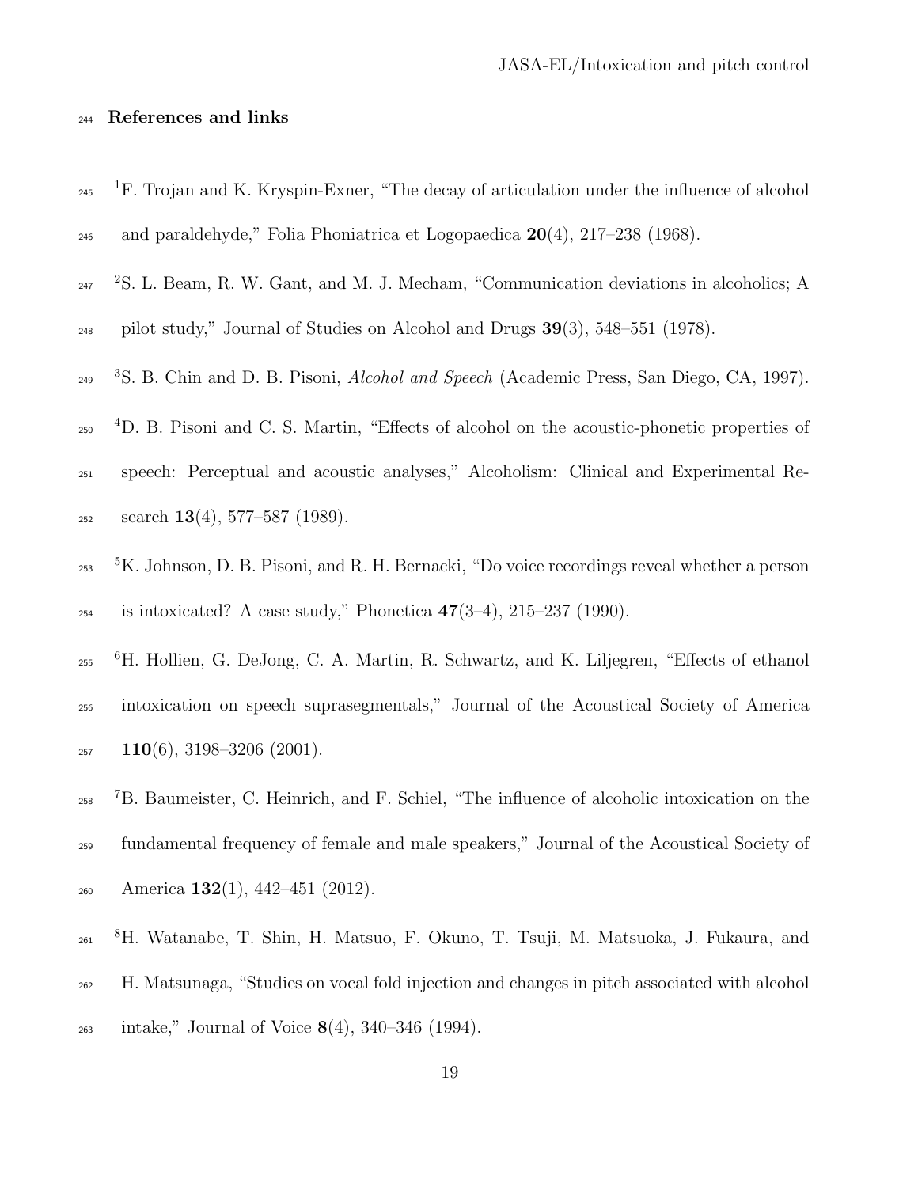## References and links

[1] F. Trojan and K. Kryspin-Exner, "The decay of articulation under the influence of alcohol and paraldehyde," Folia Phoniatrica et Logopaedica **20**(4), 217–238 (1968).

[2] S. L. Beam, R. W. Gant, and M. J. Mecham, "Communication deviations in alcoholics; A pilot study," Journal of Studies on Alcohol and Drugs **39**(3), 548–551 (1978).

[3] S. B. Chin and D. B. Pisoni, *Alcohol and Speech* (Academic Press, San Diego, CA, 1997).

[4] D. B. Pisoni and C. S. Martin, "Effects of alcohol on the acoustic-phonetic properties of speech: Perceptual and acoustic analyses," Alcoholism: Clinical and Experimental Research **13**(4), 577–587 (1989).

[5] K. Johnson, D. B. Pisoni, and R. H. Bernacki, "Do voice recordings reveal whether a person is intoxicated? A case study," Phonetica **47**(3–4), 215–237 (1990).

[6] H. Hollien, G. DeJong, C. A. Martin, R. Schwartz, and K. Liljegren, "Effects of ethanol intoxication on speech suprasegmentals," Journal of the Acoustical Society of America **110**(6), 3198–3206 (2001).

[7] B. Baumeister, C. Heinrich, and F. Schiel, "The influence of alcoholic intoxication on the fundamental frequency of female and male speakers," Journal of the Acoustical Society of America **132**(1), 442–451 (2012).

[8] H. Watanabe, T. Shin, H. Matsuo, F. Okuno, T. Tsuji, M. Matsuoka, J. Fukaura, and H. Matsunaga, "Studies on vocal fold injection and changes in pitch associated with alcohol intake," Journal of Voice **8**(4), 340–346 (1994).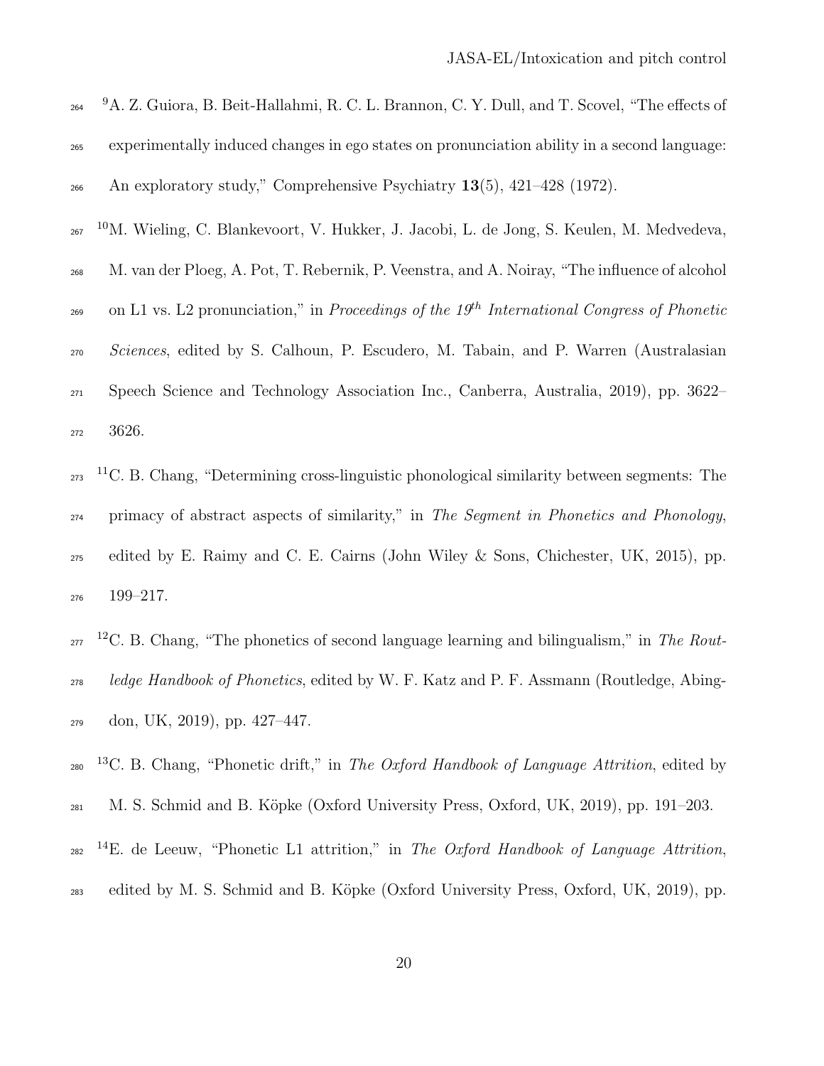[9]A. Z. Guiora, B. Beit-Hallahmi, R. C. L. Brannon, C. Y. Dull, and T. Scovel, "The effects of experimentally induced changes in ego states on pronunciation ability in a second language: An exploratory study," Comprehensive Psychiatry **13**(5), 421–428 (1972).

[10]M. Wieling, C. Blankevoort, V. Hukker, J. Jacobi, L. de Jong, S. Keulen, M. Medvedeva, M. van der Ploeg, A. Pot, T. Rebernik, P. Veenstra, and A. Noiray, "The influence of alcohol on L1 vs. L2 pronunciation," in *Proceedings of the 19th International Congress of Phonetic Sciences*, edited by S. Calhoun, P. Escudero, M. Tabain, and P. Warren (Australasian Speech Science and Technology Association Inc., Canberra, Australia, 2019), pp. 3622–3626.

[11]C. B. Chang, "Determining cross-linguistic phonological similarity between segments: The primacy of abstract aspects of similarity," in *The Segment in Phonetics and Phonology*, edited by E. Raimy and C. E. Cairns (John Wiley & Sons, Chichester, UK, 2015), pp. 199–217.

[12]C. B. Chang, "The phonetics of second language learning and bilingualism," in *The Routledge Handbook of Phonetics*, edited by W. F. Katz and P. F. Assmann (Routledge, Abingdon, UK, 2019), pp. 427–447.

[13]C. B. Chang, "Phonetic drift," in *The Oxford Handbook of Language Attrition*, edited by M. S. Schmid and B. Köpke (Oxford University Press, Oxford, UK, 2019), pp. 191–203.

[14]E. de Leeuw, "Phonetic L1 attrition," in *The Oxford Handbook of Language Attrition*, edited by M. S. Schmid and B. Köpke (Oxford University Press, Oxford, UK, 2019), pp.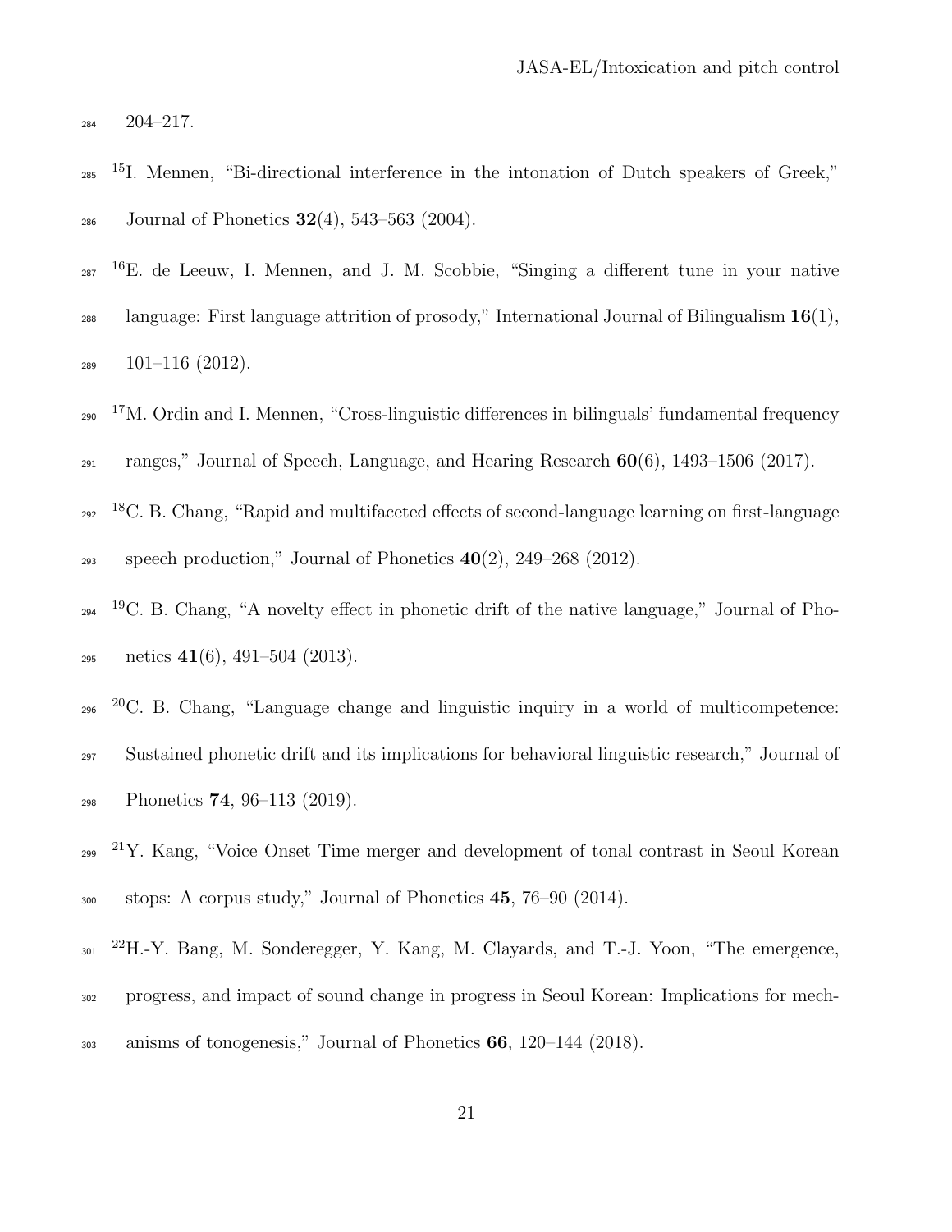204–217.

[15]I. Mennen, "Bi-directional interference in the intonation of Dutch speakers of Greek," Journal of Phonetics **32**(4), 543–563 (2004).

[16]E. de Leeuw, I. Mennen, and J. M. Scobbie, "Singing a different tune in your native language: First language attrition of prosody," International Journal of Bilingualism **16**(1), 101–116 (2012).

[17]M. Ordin and I. Mennen, "Cross-linguistic differences in bilinguals' fundamental frequency ranges," Journal of Speech, Language, and Hearing Research **60**(6), 1493–1506 (2017).

[18]C. B. Chang, "Rapid and multifaceted effects of second-language learning on first-language speech production," Journal of Phonetics **40**(2), 249–268 (2012).

[19]C. B. Chang, "A novelty effect in phonetic drift of the native language," Journal of Phonetics **41**(6), 491–504 (2013).

[20]C. B. Chang, "Language change and linguistic inquiry in a world of multicompetence: Sustained phonetic drift and its implications for behavioral linguistic research," Journal of Phonetics **74**, 96–113 (2019).

[21]Y. Kang, "Voice Onset Time merger and development of tonal contrast in Seoul Korean stops: A corpus study," Journal of Phonetics **45**, 76–90 (2014).

[22]H.-Y. Bang, M. Sonderegger, Y. Kang, M. Clayards, and T.-J. Yoon, "The emergence, progress, and impact of sound change in progress in Seoul Korean: Implications for mechanisms of tonogenesis," Journal of Phonetics **66**, 120–144 (2018).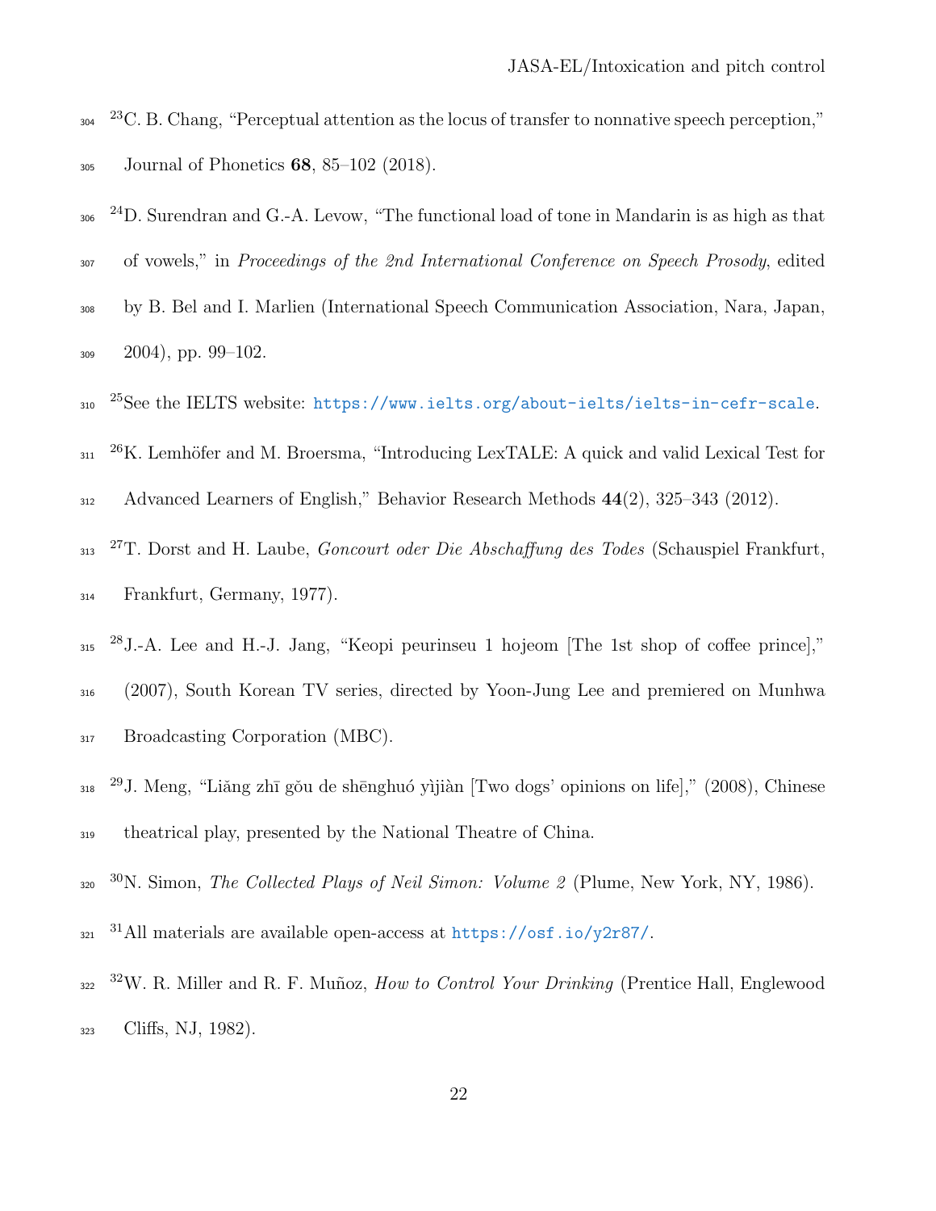[23]C. B. Chang, "Perceptual attention as the locus of transfer to nonnative speech perception," Journal of Phonetics **68**, 85–102 (2018).

[24]D. Surendran and G.-A. Levow, "The functional load of tone in Mandarin is as high as that of vowels," in *Proceedings of the 2nd International Conference on Speech Prosody*, edited by B. Bel and I. Marlien (International Speech Communication Association, Nara, Japan, 2004), pp. 99–102.

[25]See the IELTS website: https://www.ielts.org/about-ielts/ielts-in-cefr-scale.

[26]K. Lemhöfer and M. Broersma, "Introducing LexTALE: A quick and valid Lexical Test for Advanced Learners of English," Behavior Research Methods **44**(2), 325–343 (2012).

[27]T. Dorst and H. Laube, *Goncourt oder Die Abschaffung des Todes* (Schauspiel Frankfurt, Frankfurt, Germany, 1977).

[28]J.-A. Lee and H.-J. Jang, "Keopi peurinseu 1 hojeom [The 1st shop of coffee prince]," (2007), South Korean TV series, directed by Yoon-Jung Lee and premiered on Munhwa Broadcasting Corporation (MBC).

[29]J. Meng, "Liǎng zhī gǒu de shēnghuó yìjiàn [Two dogs' opinions on life]," (2008), Chinese theatrical play, presented by the National Theatre of China.

[30]N. Simon, *The Collected Plays of Neil Simon: Volume 2* (Plume, New York, NY, 1986).

[31]All materials are available open-access at https://osf.io/y2r87/.

[32]W. R. Miller and R. F. Muñoz, *How to Control Your Drinking* (Prentice Hall, Englewood Cliffs, NJ, 1982).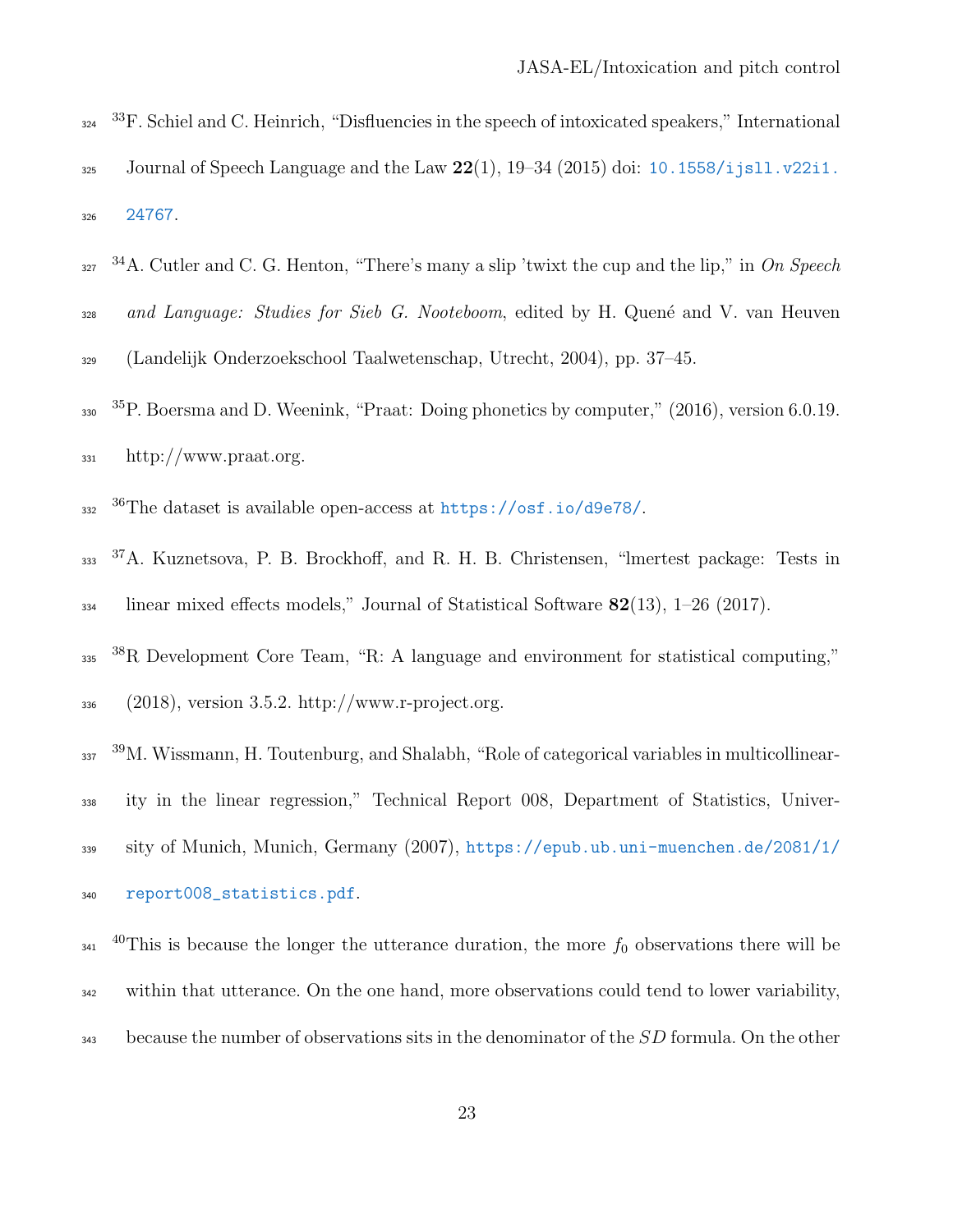[33] F. Schiel and C. Heinrich, "Disfluencies in the speech of intoxicated speakers," International Journal of Speech Language and the Law **22**(1), 19–34 (2015) doi: 10.1558/ijsll.v22i1.24767.

[34] A. Cutler and C. G. Henton, "There's many a slip 'twixt the cup and the lip," in *On Speech and Language: Studies for Sieb G. Nooteboom*, edited by H. Quené and V. van Heuven (Landelijk Onderzoekschool Taalwetenschap, Utrecht, 2004), pp. 37–45.

[35] P. Boersma and D. Weenink, "Praat: Doing phonetics by computer," (2016), version 6.0.19. http://www.praat.org.

[36] The dataset is available open-access at https://osf.io/d9e78/.

[37] A. Kuznetsova, P. B. Brockhoff, and R. H. B. Christensen, "lmertest package: Tests in linear mixed effects models," Journal of Statistical Software **82**(13), 1–26 (2017).

[38] R Development Core Team, "R: A language and environment for statistical computing," (2018), version 3.5.2. http://www.r-project.org.

[39] M. Wissmann, H. Toutenburg, and Shalabh, "Role of categorical variables in multicollinearity in the linear regression," Technical Report 008, Department of Statistics, University of Munich, Munich, Germany (2007), https://epub.ub.uni-muenchen.de/2081/1/report008_statistics.pdf.

[40] This is because the longer the utterance duration, the more $f_0$ observations there will be within that utterance. On the one hand, more observations could tend to lower variability, because the number of observations sits in the denominator of the $SD$ formula. On the other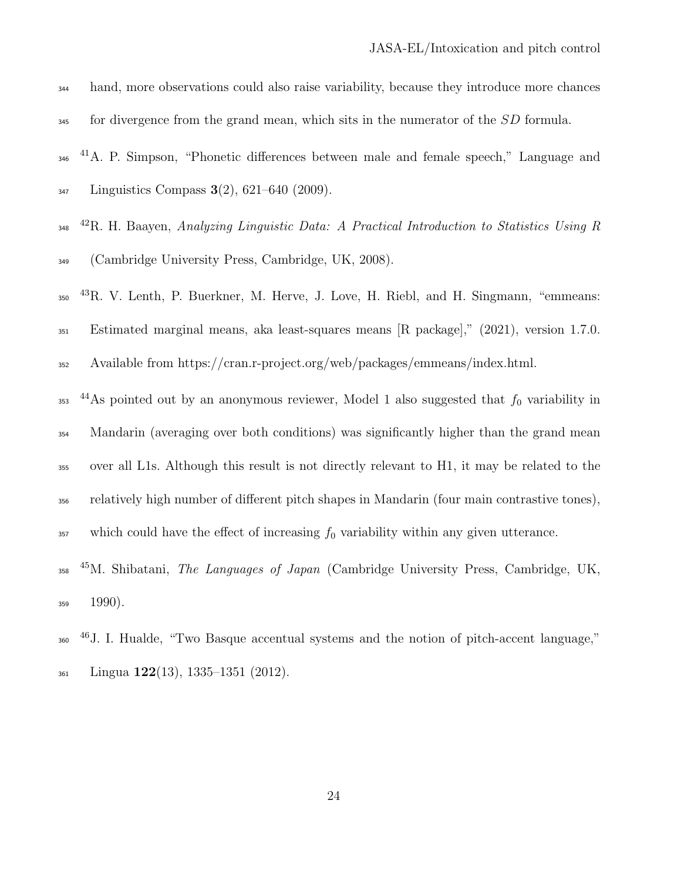hand, more observations could also raise variability, because they introduce more chances for divergence from the grand mean, which sits in the numerator of the *SD* formula.

[41]A. P. Simpson, "Phonetic differences between male and female speech," Language and Linguistics Compass **3**(2), 621–640 (2009).

[42]R. H. Baayen, *Analyzing Linguistic Data: A Practical Introduction to Statistics Using R* (Cambridge University Press, Cambridge, UK, 2008).

[43]R. V. Lenth, P. Buerkner, M. Herve, J. Love, H. Riebl, and H. Singmann, "emmeans: Estimated marginal means, aka least-squares means [R package]," (2021), version 1.7.0. Available from https://cran.r-project.org/web/packages/emmeans/index.html.

[44]As pointed out by an anonymous reviewer, Model 1 also suggested that $f_0$ variability in Mandarin (averaging over both conditions) was significantly higher than the grand mean over all L1s. Although this result is not directly relevant to H1, it may be related to the relatively high number of different pitch shapes in Mandarin (four main contrastive tones), which could have the effect of increasing $f_0$ variability within any given utterance.

[45]M. Shibatani, *The Languages of Japan* (Cambridge University Press, Cambridge, UK, 1990).

[46]J. I. Hualde, "Two Basque accentual systems and the notion of pitch-accent language," Lingua **122**(13), 1335–1351 (2012).